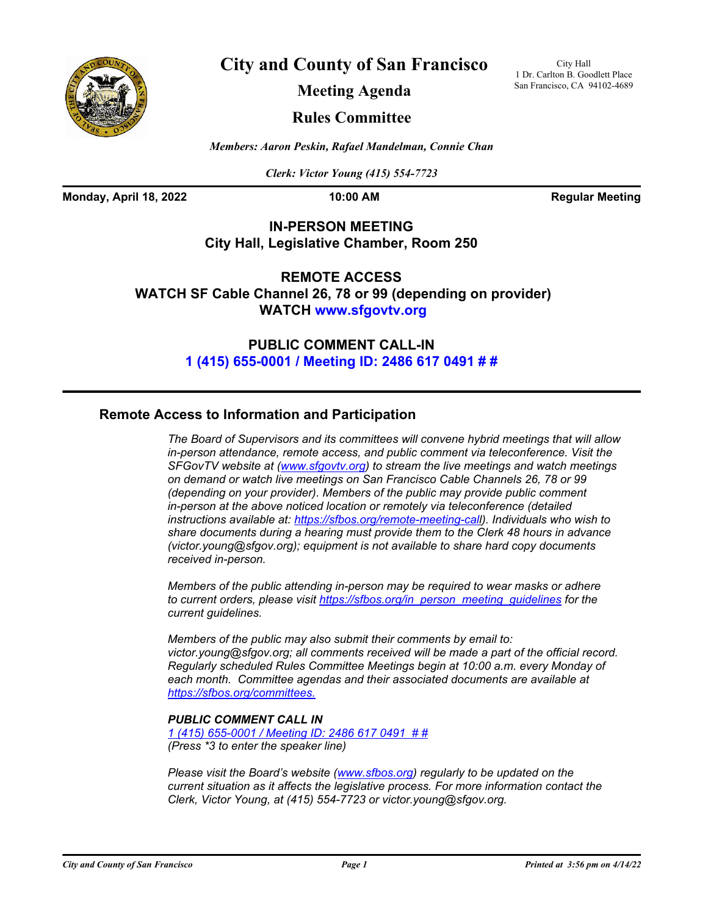# City and County of San Francisco

## Meeting Agenda

## Rules Committee

City Hall
1 Dr. Carlton B. Goodlett Place
San Francisco, CA 94102-4689

*Members: Aaron Peskin, Rafael Mandelman, Connie Chan*

*Clerk: Victor Young (415) 554-7723*

**Monday, April 18, 2022** **10:00 AM** **Regular Meeting**

**IN-PERSON MEETING**
**City Hall, Legislative Chamber, Room 250**

**REMOTE ACCESS**
**WATCH SF Cable Channel 26, 78 or 99 (depending on provider)**
**WATCH www.sfgovtv.org**

**PUBLIC COMMENT CALL-IN**
**1 (415) 655-0001 / Meeting ID: 2486 617 0491 # #**

### Remote Access to Information and Participation

*The Board of Supervisors and its committees will convene hybrid meetings that will allow in-person attendance, remote access, and public comment via teleconference. Visit the SFGovTV website at (www.sfgovtv.org) to stream the live meetings and watch meetings on demand or watch live meetings on San Francisco Cable Channels 26, 78 or 99 (depending on your provider). Members of the public may provide public comment in-person at the above noticed location or remotely via teleconference (detailed instructions available at: https://sfbos.org/remote-meeting-call). Individuals who wish to share documents during a hearing must provide them to the Clerk 48 hours in advance (victor.young@sfgov.org); equipment is not available to share hard copy documents received in-person.*

*Members of the public attending in-person may be required to wear masks or adhere to current orders, please visit https://sfbos.org/in_person_meeting_guidelines for the current guidelines.*

*Members of the public may also submit their comments by email to: victor.young@sfgov.org; all comments received will be made a part of the official record. Regularly scheduled Rules Committee Meetings begin at 10:00 a.m. every Monday of each month. Committee agendas and their associated documents are available at https://sfbos.org/committees.*

***PUBLIC COMMENT CALL IN***
*1 (415) 655-0001 / Meeting ID: 2486 617 0491 # #*
*(Press *3 to enter the speaker line)*

*Please visit the Board's website (www.sfbos.org) regularly to be updated on the current situation as it affects the legislative process. For more information contact the Clerk, Victor Young, at (415) 554-7723 or victor.young@sfgov.org.*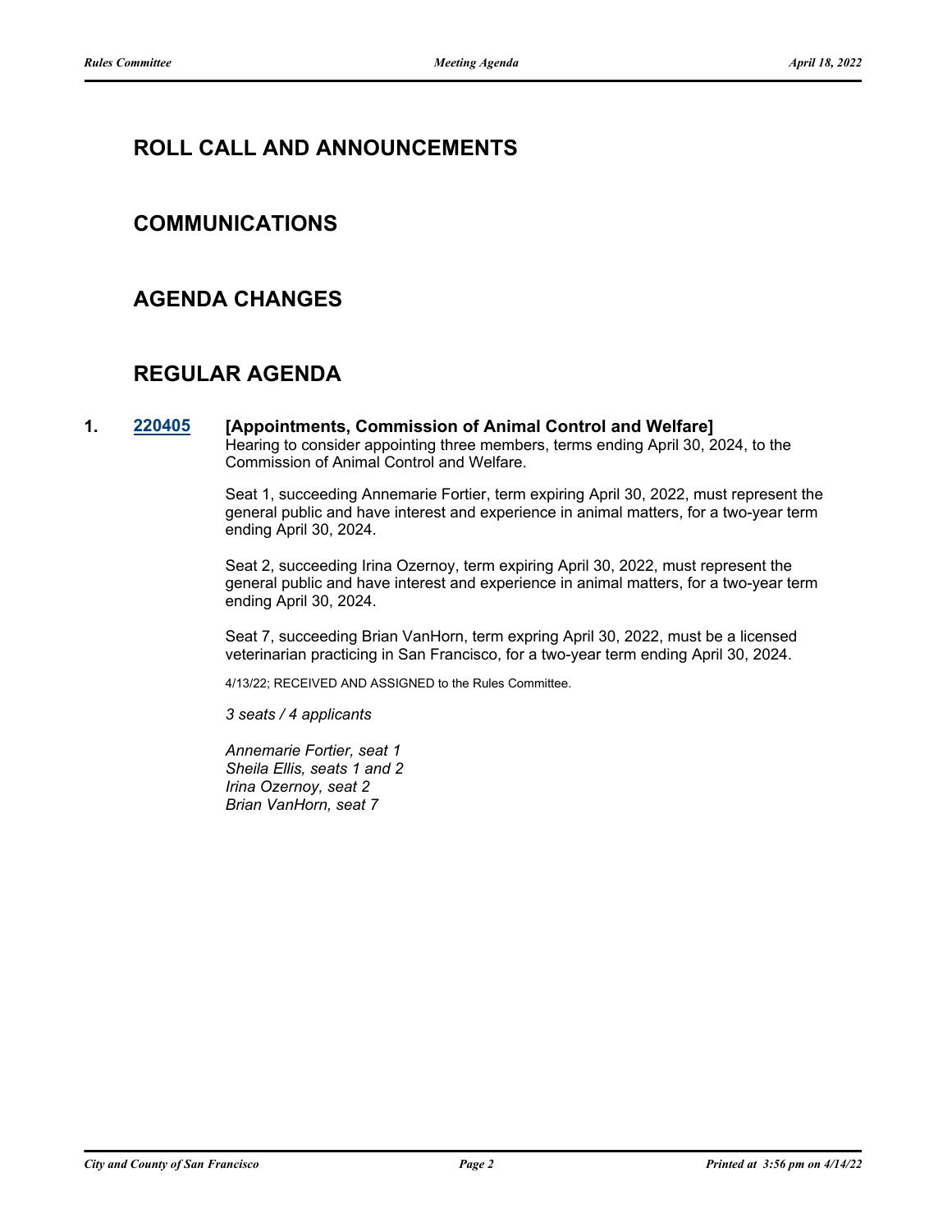## ROLL CALL AND ANNOUNCEMENTS

## COMMUNICATIONS

## AGENDA CHANGES

## REGULAR AGENDA

**1. [220405](220405) [Appointments, Commission of Animal Control and Welfare]**

Hearing to consider appointing three members, terms ending April 30, 2024, to the Commission of Animal Control and Welfare.

Seat 1, succeeding Annemarie Fortier, term expiring April 30, 2022, must represent the general public and have interest and experience in animal matters, for a two-year term ending April 30, 2024.

Seat 2, succeeding Irina Ozernoy, term expiring April 30, 2022, must represent the general public and have interest and experience in animal matters, for a two-year term ending April 30, 2024.

Seat 7, succeeding Brian VanHorn, term expring April 30, 2022, must be a licensed veterinarian practicing in San Francisco, for a two-year term ending April 30, 2024.

4/13/22; RECEIVED AND ASSIGNED to the Rules Committee.

*3 seats / 4 applicants*

*Annemarie Fortier, seat 1*
*Sheila Ellis, seats 1 and 2*
*Irina Ozernoy, seat 2*
*Brian VanHorn, seat 7*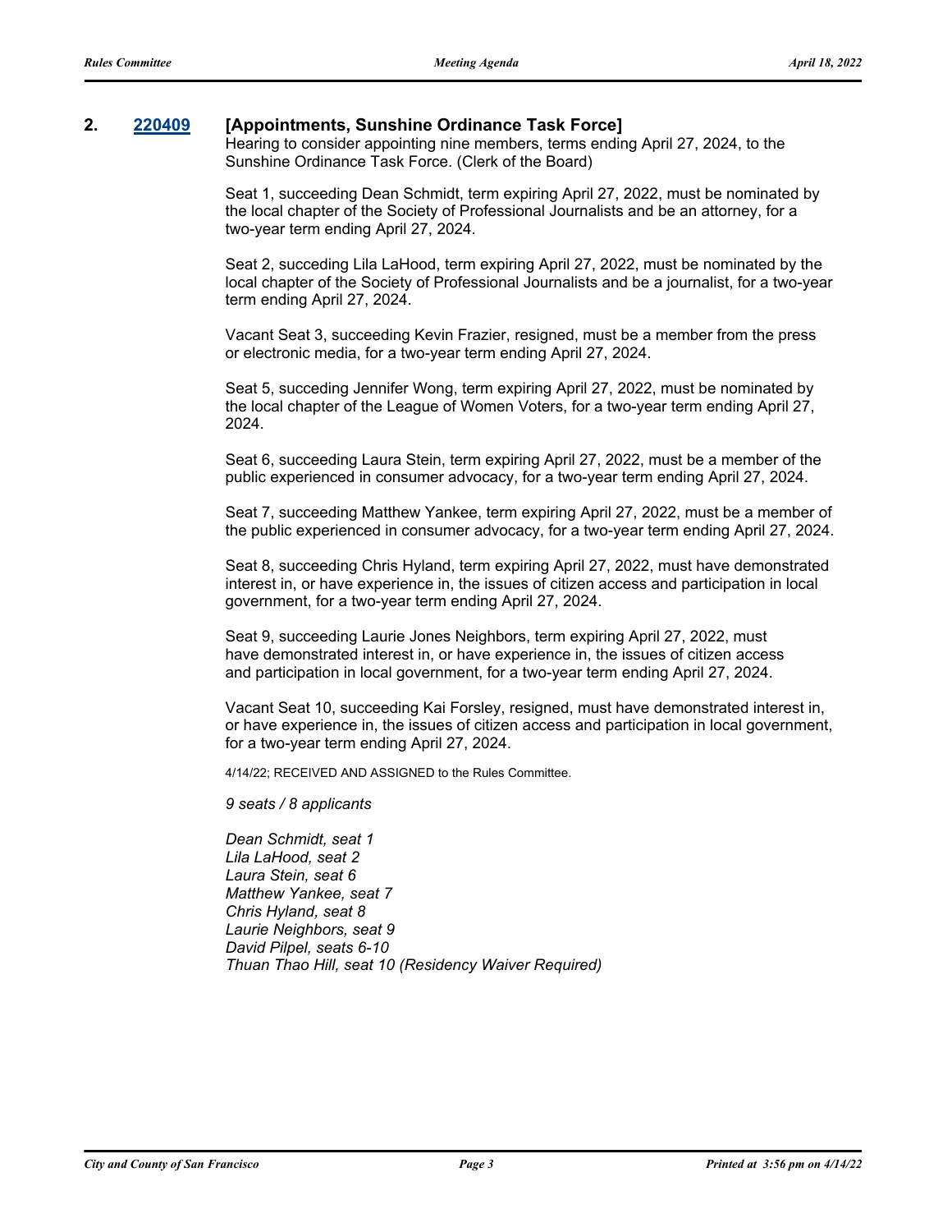**2.** **220409** **[Appointments, Sunshine Ordinance Task Force]**

Hearing to consider appointing nine members, terms ending April 27, 2024, to the Sunshine Ordinance Task Force. (Clerk of the Board)

Seat 1, succeeding Dean Schmidt, term expiring April 27, 2022, must be nominated by the local chapter of the Society of Professional Journalists and be an attorney, for a two-year term ending April 27, 2024.

Seat 2, succeding Lila LaHood, term expiring April 27, 2022, must be nominated by the local chapter of the Society of Professional Journalists and be a journalist, for a two-year term ending April 27, 2024.

Vacant Seat 3, succeeding Kevin Frazier, resigned, must be a member from the press or electronic media, for a two-year term ending April 27, 2024.

Seat 5, succeding Jennifer Wong, term expiring April 27, 2022, must be nominated by the local chapter of the League of Women Voters, for a two-year term ending April 27, 2024.

Seat 6, succeeding Laura Stein, term expiring April 27, 2022, must be a member of the public experienced in consumer advocacy, for a two-year term ending April 27, 2024.

Seat 7, succeeding Matthew Yankee, term expiring April 27, 2022, must be a member of the public experienced in consumer advocacy, for a two-year term ending April 27, 2024.

Seat 8, succeeding Chris Hyland, term expiring April 27, 2022, must have demonstrated interest in, or have experience in, the issues of citizen access and participation in local government, for a two-year term ending April 27, 2024.

Seat 9, succeeding Laurie Jones Neighbors, term expiring April 27, 2022, must have demonstrated interest in, or have experience in, the issues of citizen access and participation in local government, for a two-year term ending April 27, 2024.

Vacant Seat 10, succeeding Kai Forsley, resigned, must have demonstrated interest in, or have experience in, the issues of citizen access and participation in local government, for a two-year term ending April 27, 2024.

4/14/22; RECEIVED AND ASSIGNED to the Rules Committee.

*9 seats / 8 applicants*

*Dean Schmidt, seat 1*
*Lila LaHood, seat 2*
*Laura Stein, seat 6*
*Matthew Yankee, seat 7*
*Chris Hyland, seat 8*
*Laurie Neighbors, seat 9*
*David Pilpel, seats 6-10*
*Thuan Thao Hill, seat 10 (Residency Waiver Required)*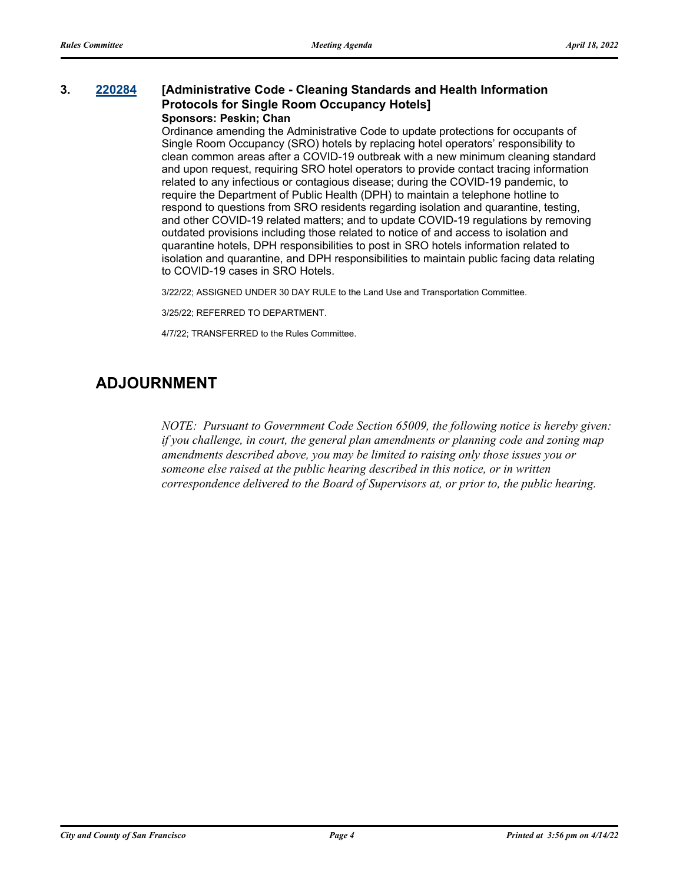### 3. [220284](220284) [Administrative Code - Cleaning Standards and Health Information Protocols for Single Room Occupancy Hotels]

**Sponsors: Peskin; Chan**

Ordinance amending the Administrative Code to update protections for occupants of Single Room Occupancy (SRO) hotels by replacing hotel operators' responsibility to clean common areas after a COVID-19 outbreak with a new minimum cleaning standard and upon request, requiring SRO hotel operators to provide contact tracing information related to any infectious or contagious disease; during the COVID-19 pandemic, to require the Department of Public Health (DPH) to maintain a telephone hotline to respond to questions from SRO residents regarding isolation and quarantine, testing, and other COVID-19 related matters; and to update COVID-19 regulations by removing outdated provisions including those related to notice of and access to isolation and quarantine hotels, DPH responsibilities to post in SRO hotels information related to isolation and quarantine, and DPH responsibilities to maintain public facing data relating to COVID-19 cases in SRO Hotels.

3/22/22; ASSIGNED UNDER 30 DAY RULE to the Land Use and Transportation Committee.

3/25/22; REFERRED TO DEPARTMENT.

4/7/22; TRANSFERRED to the Rules Committee.

## ADJOURNMENT

*NOTE: Pursuant to Government Code Section 65009, the following notice is hereby given: if you challenge, in court, the general plan amendments or planning code and zoning map amendments described above, you may be limited to raising only those issues you or someone else raised at the public hearing described in this notice, or in written correspondence delivered to the Board of Supervisors at, or prior to, the public hearing.*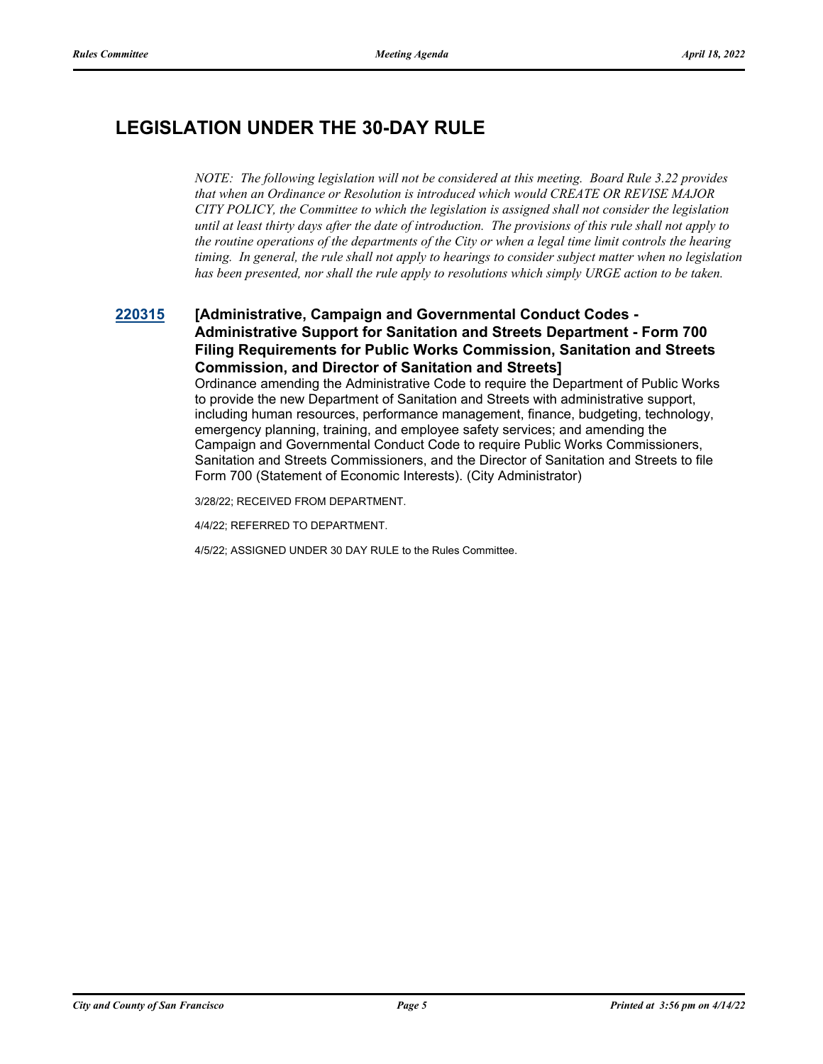## LEGISLATION UNDER THE 30-DAY RULE

*NOTE: The following legislation will not be considered at this meeting. Board Rule 3.22 provides that when an Ordinance or Resolution is introduced which would CREATE OR REVISE MAJOR CITY POLICY, the Committee to which the legislation is assigned shall not consider the legislation until at least thirty days after the date of introduction. The provisions of this rule shall not apply to the routine operations of the departments of the City or when a legal time limit controls the hearing timing. In general, the rule shall not apply to hearings to consider subject matter when no legislation has been presented, nor shall the rule apply to resolutions which simply URGE action to be taken.*

**220315** **[Administrative, Campaign and Governmental Conduct Codes - Administrative Support for Sanitation and Streets Department - Form 700 Filing Requirements for Public Works Commission, Sanitation and Streets Commission, and Director of Sanitation and Streets]**

Ordinance amending the Administrative Code to require the Department of Public Works to provide the new Department of Sanitation and Streets with administrative support, including human resources, performance management, finance, budgeting, technology, emergency planning, training, and employee safety services; and amending the Campaign and Governmental Conduct Code to require Public Works Commissioners, Sanitation and Streets Commissioners, and the Director of Sanitation and Streets to file Form 700 (Statement of Economic Interests). (City Administrator)

3/28/22; RECEIVED FROM DEPARTMENT.

4/4/22; REFERRED TO DEPARTMENT.

4/5/22; ASSIGNED UNDER 30 DAY RULE to the Rules Committee.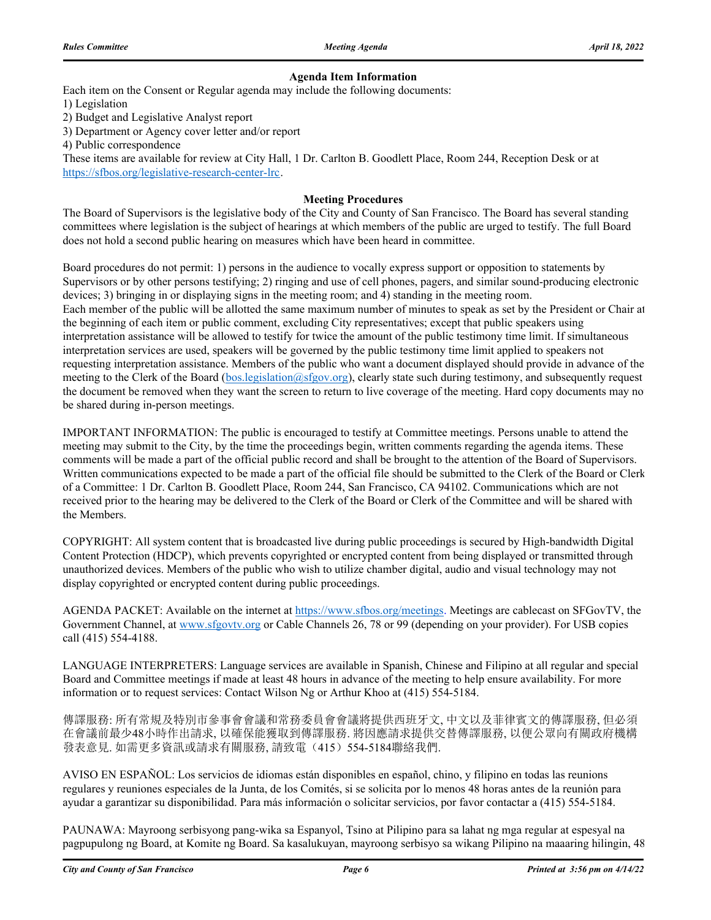### Agenda Item Information

Each item on the Consent or Regular agenda may include the following documents:

1) Legislation
2) Budget and Legislative Analyst report
3) Department or Agency cover letter and/or report
4) Public correspondence

These items are available for review at City Hall, 1 Dr. Carlton B. Goodlett Place, Room 244, Reception Desk or at https://sfbos.org/legislative-research-center-lrc.

### Meeting Procedures

The Board of Supervisors is the legislative body of the City and County of San Francisco. The Board has several standing committees where legislation is the subject of hearings at which members of the public are urged to testify. The full Board does not hold a second public hearing on measures which have been heard in committee.

Board procedures do not permit: 1) persons in the audience to vocally express support or opposition to statements by Supervisors or by other persons testifying; 2) ringing and use of cell phones, pagers, and similar sound-producing electronic devices; 3) bringing in or displaying signs in the meeting room; and 4) standing in the meeting room.
Each member of the public will be allotted the same maximum number of minutes to speak as set by the President or Chair at the beginning of each item or public comment, excluding City representatives; except that public speakers using interpretation assistance will be allowed to testify for twice the amount of the public testimony time limit. If simultaneous interpretation services are used, speakers will be governed by the public testimony time limit applied to speakers not requesting interpretation assistance. Members of the public who want a document displayed should provide in advance of the meeting to the Clerk of the Board (bos.legislation@sfgov.org), clearly state such during testimony, and subsequently request the document be removed when they want the screen to return to live coverage of the meeting. Hard copy documents may not be shared during in-person meetings.

IMPORTANT INFORMATION: The public is encouraged to testify at Committee meetings. Persons unable to attend the meeting may submit to the City, by the time the proceedings begin, written comments regarding the agenda items. These comments will be made a part of the official public record and shall be brought to the attention of the Board of Supervisors. Written communications expected to be made a part of the official file should be submitted to the Clerk of the Board or Clerk of a Committee: 1 Dr. Carlton B. Goodlett Place, Room 244, San Francisco, CA 94102. Communications which are not received prior to the hearing may be delivered to the Clerk of the Board or Clerk of the Committee and will be shared with the Members.

COPYRIGHT: All system content that is broadcasted live during public proceedings is secured by High-bandwidth Digital Content Protection (HDCP), which prevents copyrighted or encrypted content from being displayed or transmitted through unauthorized devices. Members of the public who wish to utilize chamber digital, audio and visual technology may not display copyrighted or encrypted content during public proceedings.

AGENDA PACKET: Available on the internet at https://www.sfbos.org/meetings. Meetings are cablecast on SFGovTV, the Government Channel, at www.sfgovtv.org or Cable Channels 26, 78 or 99 (depending on your provider). For USB copies call (415) 554-4188.

LANGUAGE INTERPRETERS: Language services are available in Spanish, Chinese and Filipino at all regular and special Board and Committee meetings if made at least 48 hours in advance of the meeting to help ensure availability. For more information or to request services: Contact Wilson Ng or Arthur Khoo at (415) 554-5184.

傳譯服務: 所有常規及特別市參事會會議和常務委員會會議將提供西班牙文, 中文以及菲律賓文的傳譯服務, 但必須在會議前最少48小時作出請求, 以確保能獲取到傳譯服務. 將因應請求提供交替傳譯服務, 以便公眾向有關政府機構發表意見. 如需更多資訊或請求有關服務, 請致電（415）554-5184聯絡我們.

AVISO EN ESPAÑOL: Los servicios de idiomas están disponibles en español, chino, y filipino en todas las reunions regulares y reuniones especiales de la Junta, de los Comités, si se solicita por lo menos 48 horas antes de la reunión para ayudar a garantizar su disponibilidad. Para más información o solicitar servicios, por favor contactar a (415) 554-5184.

PAUNAWA: Mayroong serbisyong pang-wika sa Espanyol, Tsino at Pilipino para sa lahat ng mga regular at espesyal na pagpupulong ng Board, at Komite ng Board. Sa kasalukuyan, mayroong serbisyo sa wikang Pilipino na maaaring hilingin, 48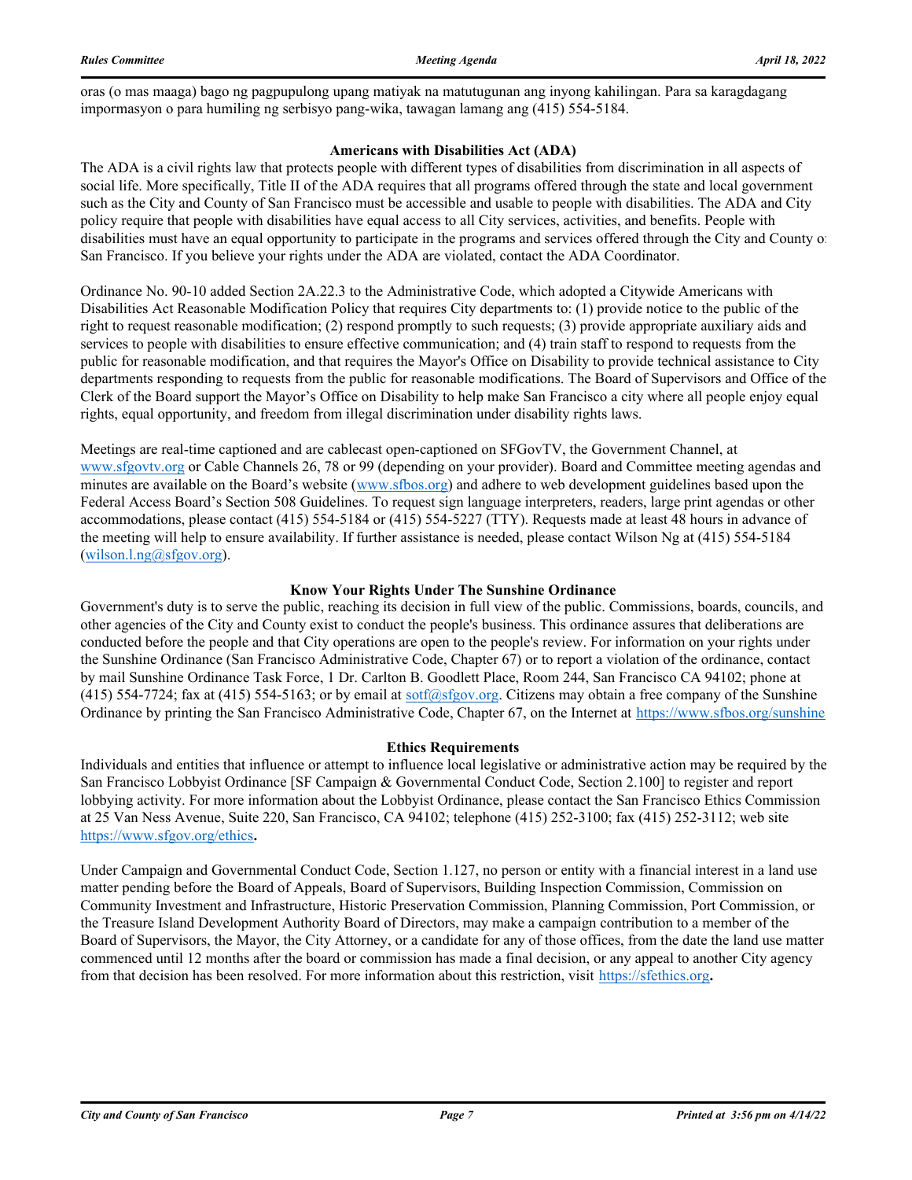oras (o mas maaga) bago ng pagpupulong upang matiyak na matutugunan ang inyong kahilingan. Para sa karagdagang impormasyon o para humiling ng serbisyo pang-wika, tawagan lamang ang (415) 554-5184.

### Americans with Disabilities Act (ADA)

The ADA is a civil rights law that protects people with different types of disabilities from discrimination in all aspects of social life. More specifically, Title II of the ADA requires that all programs offered through the state and local government such as the City and County of San Francisco must be accessible and usable to people with disabilities. The ADA and City policy require that people with disabilities have equal access to all City services, activities, and benefits. People with disabilities must have an equal opportunity to participate in the programs and services offered through the City and County of San Francisco. If you believe your rights under the ADA are violated, contact the ADA Coordinator.

Ordinance No. 90-10 added Section 2A.22.3 to the Administrative Code, which adopted a Citywide Americans with Disabilities Act Reasonable Modification Policy that requires City departments to: (1) provide notice to the public of the right to request reasonable modification; (2) respond promptly to such requests; (3) provide appropriate auxiliary aids and services to people with disabilities to ensure effective communication; and (4) train staff to respond to requests from the public for reasonable modification, and that requires the Mayor's Office on Disability to provide technical assistance to City departments responding to requests from the public for reasonable modifications. The Board of Supervisors and Office of the Clerk of the Board support the Mayor's Office on Disability to help make San Francisco a city where all people enjoy equal rights, equal opportunity, and freedom from illegal discrimination under disability rights laws.

Meetings are real-time captioned and are cablecast open-captioned on SFGovTV, the Government Channel, at www.sfgovtv.org or Cable Channels 26, 78 or 99 (depending on your provider). Board and Committee meeting agendas and minutes are available on the Board's website (www.sfbos.org) and adhere to web development guidelines based upon the Federal Access Board's Section 508 Guidelines. To request sign language interpreters, readers, large print agendas or other accommodations, please contact (415) 554-5184 or (415) 554-5227 (TTY). Requests made at least 48 hours in advance of the meeting will help to ensure availability. If further assistance is needed, please contact Wilson Ng at (415) 554-5184 (wilson.l.ng@sfgov.org).

### Know Your Rights Under The Sunshine Ordinance

Government's duty is to serve the public, reaching its decision in full view of the public. Commissions, boards, councils, and other agencies of the City and County exist to conduct the people's business. This ordinance assures that deliberations are conducted before the people and that City operations are open to the people's review. For information on your rights under the Sunshine Ordinance (San Francisco Administrative Code, Chapter 67) or to report a violation of the ordinance, contact by mail Sunshine Ordinance Task Force, 1 Dr. Carlton B. Goodlett Place, Room 244, San Francisco CA 94102; phone at (415) 554-7724; fax at (415) 554-5163; or by email at sotf@sfgov.org. Citizens may obtain a free company of the Sunshine Ordinance by printing the San Francisco Administrative Code, Chapter 67, on the Internet at https://www.sfbos.org/sunshine

### Ethics Requirements

Individuals and entities that influence or attempt to influence local legislative or administrative action may be required by the San Francisco Lobbyist Ordinance [SF Campaign & Governmental Conduct Code, Section 2.100] to register and report lobbying activity. For more information about the Lobbyist Ordinance, please contact the San Francisco Ethics Commission at 25 Van Ness Avenue, Suite 220, San Francisco, CA 94102; telephone (415) 252-3100; fax (415) 252-3112; web site https://www.sfgov.org/ethics**.**

Under Campaign and Governmental Conduct Code, Section 1.127, no person or entity with a financial interest in a land use matter pending before the Board of Appeals, Board of Supervisors, Building Inspection Commission, Commission on Community Investment and Infrastructure, Historic Preservation Commission, Planning Commission, Port Commission, or the Treasure Island Development Authority Board of Directors, may make a campaign contribution to a member of the Board of Supervisors, the Mayor, the City Attorney, or a candidate for any of those offices, from the date the land use matter commenced until 12 months after the board or commission has made a final decision, or any appeal to another City agency from that decision has been resolved. For more information about this restriction, visit https://sfethics.org**.**